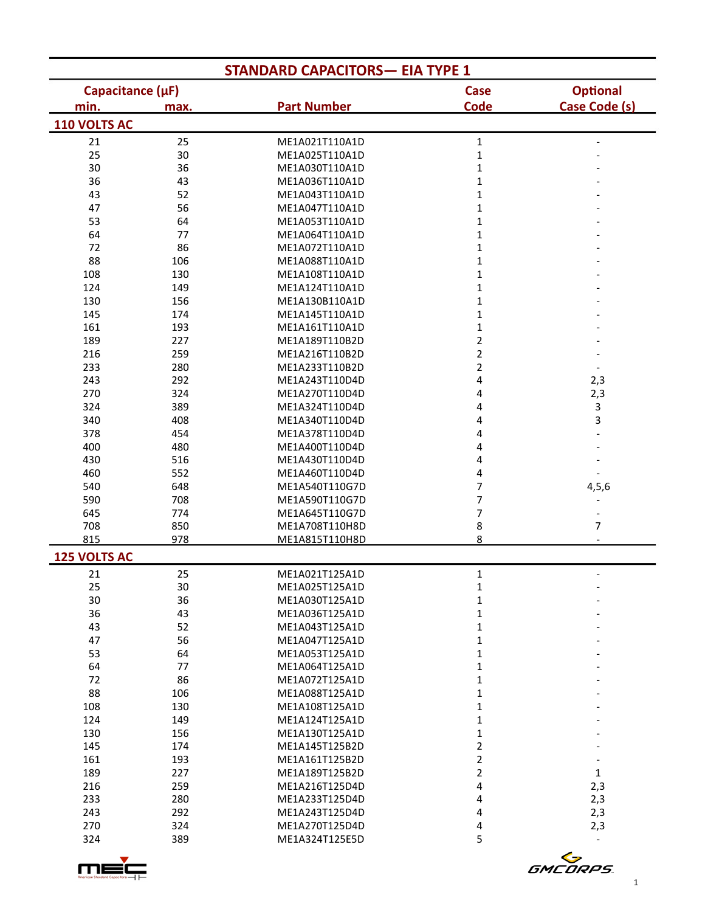## STANDARD CAPACITORS— EIA TYPE 1

| Capacitance (µF) min. | max. | Part Number | Case Code | Optional Case Code (s) |
|---|---|---|---|---|
| **110 VOLTS AC** | | | | |
| 21 | 25 | ME1A021T110A1D | 1 | - |
| 25 | 30 | ME1A025T110A1D | 1 | - |
| 30 | 36 | ME1A030T110A1D | 1 | - |
| 36 | 43 | ME1A036T110A1D | 1 | - |
| 43 | 52 | ME1A043T110A1D | 1 | - |
| 47 | 56 | ME1A047T110A1D | 1 | - |
| 53 | 64 | ME1A053T110A1D | 1 | - |
| 64 | 77 | ME1A064T110A1D | 1 | - |
| 72 | 86 | ME1A072T110A1D | 1 | - |
| 88 | 106 | ME1A088T110A1D | 1 | - |
| 108 | 130 | ME1A108T110A1D | 1 | - |
| 124 | 149 | ME1A124T110A1D | 1 | - |
| 130 | 156 | ME1A130B110A1D | 1 | - |
| 145 | 174 | ME1A145T110A1D | 1 | - |
| 161 | 193 | ME1A161T110A1D | 1 | - |
| 189 | 227 | ME1A189T110B2D | 2 | - |
| 216 | 259 | ME1A216T110B2D | 2 | - |
| 233 | 280 | ME1A233T110B2D | 2 | - |
| 243 | 292 | ME1A243T110D4D | 4 | 2,3 |
| 270 | 324 | ME1A270T110D4D | 4 | 2,3 |
| 324 | 389 | ME1A324T110D4D | 4 | 3 |
| 340 | 408 | ME1A340T110D4D | 4 | 3 |
| 378 | 454 | ME1A378T110D4D | 4 | - |
| 400 | 480 | ME1A400T110D4D | 4 | - |
| 430 | 516 | ME1A430T110D4D | 4 | - |
| 460 | 552 | ME1A460T110D4D | 4 | - |
| 540 | 648 | ME1A540T110G7D | 7 | 4,5,6 |
| 590 | 708 | ME1A590T110G7D | 7 | - |
| 645 | 774 | ME1A645T110G7D | 7 | - |
| 708 | 850 | ME1A708T110H8D | 8 | 7 |
| 815 | 978 | ME1A815T110H8D | 8 | - |
| **125 VOLTS AC** | | | | |
| 21 | 25 | ME1A021T125A1D | 1 | - |
| 25 | 30 | ME1A025T125A1D | 1 | - |
| 30 | 36 | ME1A030T125A1D | 1 | - |
| 36 | 43 | ME1A036T125A1D | 1 | - |
| 43 | 52 | ME1A043T125A1D | 1 | - |
| 47 | 56 | ME1A047T125A1D | 1 | - |
| 53 | 64 | ME1A053T125A1D | 1 | - |
| 64 | 77 | ME1A064T125A1D | 1 | - |
| 72 | 86 | ME1A072T125A1D | 1 | - |
| 88 | 106 | ME1A088T125A1D | 1 | - |
| 108 | 130 | ME1A108T125A1D | 1 | - |
| 124 | 149 | ME1A124T125A1D | 1 | - |
| 130 | 156 | ME1A130T125A1D | 1 | - |
| 145 | 174 | ME1A145T125B2D | 2 | - |
| 161 | 193 | ME1A161T125B2D | 2 | - |
| 189 | 227 | ME1A189T125B2D | 2 | 1 |
| 216 | 259 | ME1A216T125D4D | 4 | 2,3 |
| 233 | 280 | ME1A233T125D4D | 4 | 2,3 |
| 243 | 292 | ME1A243T125D4D | 4 | 2,3 |
| 270 | 324 | ME1A270T125D4D | 4 | 2,3 |
| 324 | 389 | ME1A324T125E5D | 5 | - |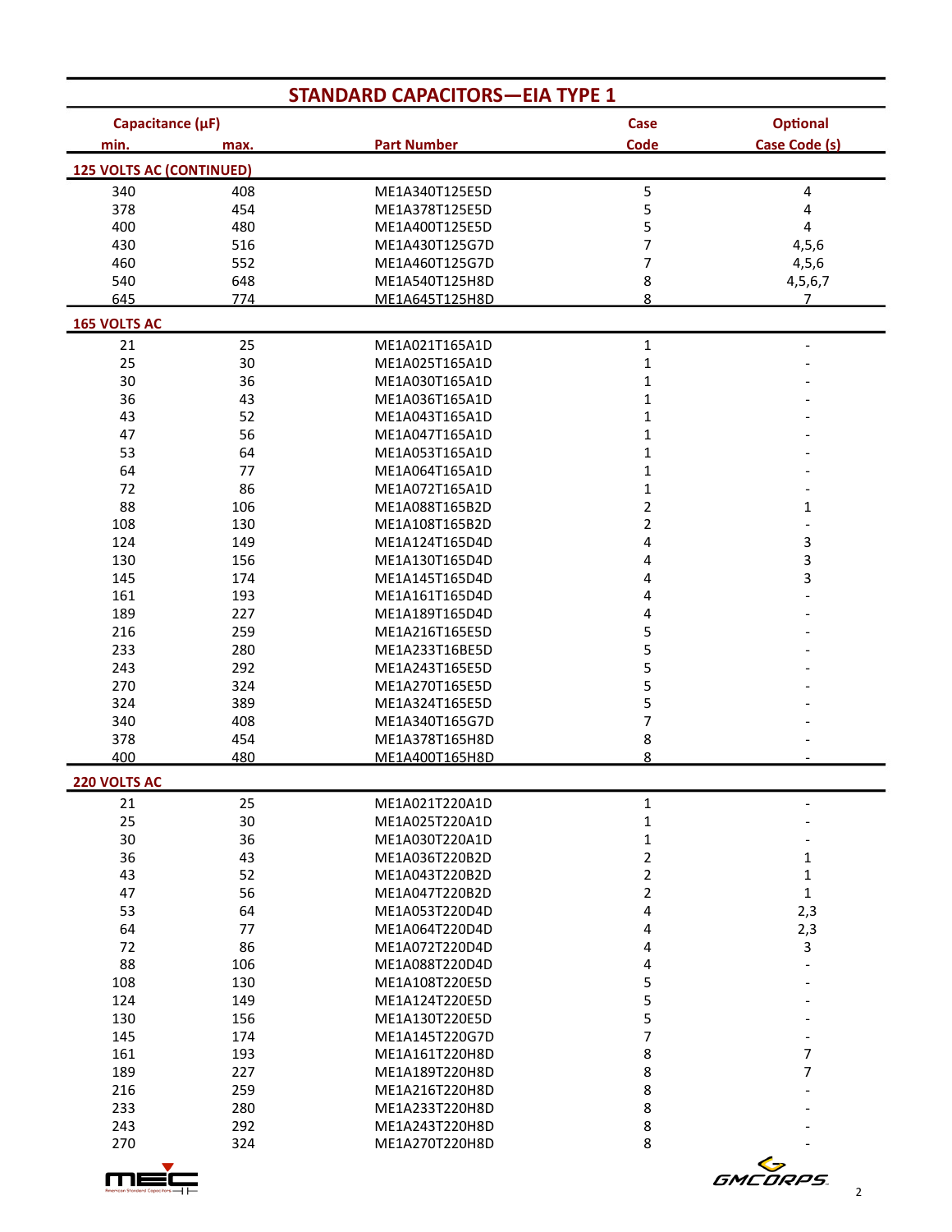## STANDARD CAPACITORS—EIA TYPE 1

| Capacitance (µF) min. | Capacitance (µF) max. | Part Number | Case Code | Optional Case Code (s) |
|---|---|---|---|---|
| **125 VOLTS AC (CONTINUED)** | | | | |
| 340 | 408 | ME1A340T125E5D | 5 | 4 |
| 378 | 454 | ME1A378T125E5D | 5 | 4 |
| 400 | 480 | ME1A400T125E5D | 5 | 4 |
| 430 | 516 | ME1A430T125G7D | 7 | 4,5,6 |
| 460 | 552 | ME1A460T125G7D | 7 | 4,5,6 |
| 540 | 648 | ME1A540T125H8D | 8 | 4,5,6,7 |
| 645 | 774 | ME1A645T125H8D | 8 | 7 |
| **165 VOLTS AC** | | | | |
| 21 | 25 | ME1A021T165A1D | 1 | - |
| 25 | 30 | ME1A025T165A1D | 1 | - |
| 30 | 36 | ME1A030T165A1D | 1 | - |
| 36 | 43 | ME1A036T165A1D | 1 | - |
| 43 | 52 | ME1A043T165A1D | 1 | - |
| 47 | 56 | ME1A047T165A1D | 1 | - |
| 53 | 64 | ME1A053T165A1D | 1 | - |
| 64 | 77 | ME1A064T165A1D | 1 | - |
| 72 | 86 | ME1A072T165A1D | 1 | - |
| 88 | 106 | ME1A088T165B2D | 2 | 1 |
| 108 | 130 | ME1A108T165B2D | 2 | - |
| 124 | 149 | ME1A124T165D4D | 4 | 3 |
| 130 | 156 | ME1A130T165D4D | 4 | 3 |
| 145 | 174 | ME1A145T165D4D | 4 | 3 |
| 161 | 193 | ME1A161T165D4D | 4 | - |
| 189 | 227 | ME1A189T165D4D | 4 | - |
| 216 | 259 | ME1A216T165E5D | 5 | - |
| 233 | 280 | ME1A233T16BE5D | 5 | - |
| 243 | 292 | ME1A243T165E5D | 5 | - |
| 270 | 324 | ME1A270T165E5D | 5 | - |
| 324 | 389 | ME1A324T165E5D | 5 | - |
| 340 | 408 | ME1A340T165G7D | 7 | - |
| 378 | 454 | ME1A378T165H8D | 8 | - |
| 400 | 480 | ME1A400T165H8D | 8 | - |
| **220 VOLTS AC** | | | | |
| 21 | 25 | ME1A021T220A1D | 1 | - |
| 25 | 30 | ME1A025T220A1D | 1 | - |
| 30 | 36 | ME1A030T220A1D | 1 | - |
| 36 | 43 | ME1A036T220B2D | 2 | 1 |
| 43 | 52 | ME1A043T220B2D | 2 | 1 |
| 47 | 56 | ME1A047T220B2D | 2 | 1 |
| 53 | 64 | ME1A053T220D4D | 4 | 2,3 |
| 64 | 77 | ME1A064T220D4D | 4 | 2,3 |
| 72 | 86 | ME1A072T220D4D | 4 | 3 |
| 88 | 106 | ME1A088T220D4D | 4 | - |
| 108 | 130 | ME1A108T220E5D | 5 | - |
| 124 | 149 | ME1A124T220E5D | 5 | - |
| 130 | 156 | ME1A130T220E5D | 5 | - |
| 145 | 174 | ME1A145T220G7D | 7 | - |
| 161 | 193 | ME1A161T220H8D | 8 | 7 |
| 189 | 227 | ME1A189T220H8D | 8 | 7 |
| 216 | 259 | ME1A216T220H8D | 8 | - |
| 233 | 280 | ME1A233T220H8D | 8 | - |
| 243 | 292 | ME1A243T220H8D | 8 | - |
| 270 | 324 | ME1A270T220H8D | 8 | - |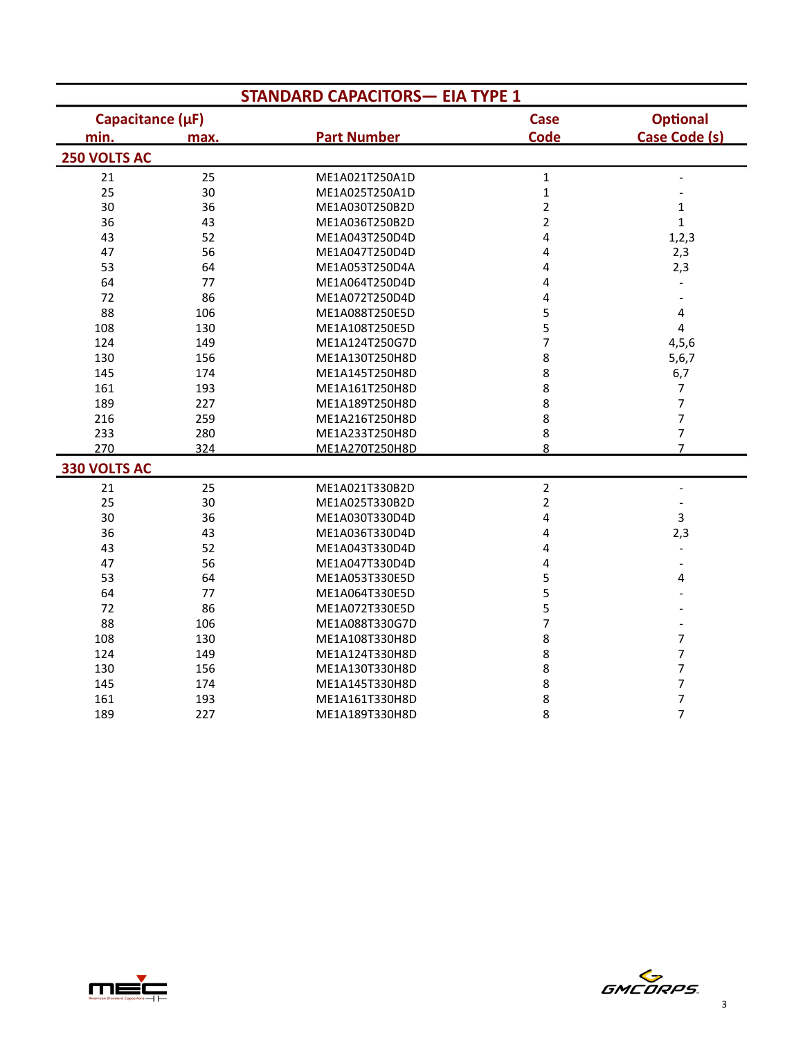## STANDARD CAPACITORS— EIA TYPE 1

| Capacitance (µF) min. | max. | Part Number | Case Code | Optional Case Code (s) |
|---|---|---|---|---|
| **250 VOLTS AC** | | | | |
| 21 | 25 | ME1A021T250A1D | 1 | - |
| 25 | 30 | ME1A025T250A1D | 1 | - |
| 30 | 36 | ME1A030T250B2D | 2 | 1 |
| 36 | 43 | ME1A036T250B2D | 2 | 1 |
| 43 | 52 | ME1A043T250D4D | 4 | 1,2,3 |
| 47 | 56 | ME1A047T250D4D | 4 | 2,3 |
| 53 | 64 | ME1A053T250D4A | 4 | 2,3 |
| 64 | 77 | ME1A064T250D4D | 4 | - |
| 72 | 86 | ME1A072T250D4D | 4 | - |
| 88 | 106 | ME1A088T250E5D | 5 | 4 |
| 108 | 130 | ME1A108T250E5D | 5 | 4 |
| 124 | 149 | ME1A124T250G7D | 7 | 4,5,6 |
| 130 | 156 | ME1A130T250H8D | 8 | 5,6,7 |
| 145 | 174 | ME1A145T250H8D | 8 | 6,7 |
| 161 | 193 | ME1A161T250H8D | 8 | 7 |
| 189 | 227 | ME1A189T250H8D | 8 | 7 |
| 216 | 259 | ME1A216T250H8D | 8 | 7 |
| 233 | 280 | ME1A233T250H8D | 8 | 7 |
| 270 | 324 | ME1A270T250H8D | 8 | 7 |
| **330 VOLTS AC** | | | | |
| 21 | 25 | ME1A021T330B2D | 2 | - |
| 25 | 30 | ME1A025T330B2D | 2 | - |
| 30 | 36 | ME1A030T330D4D | 4 | 3 |
| 36 | 43 | ME1A036T330D4D | 4 | 2,3 |
| 43 | 52 | ME1A043T330D4D | 4 | - |
| 47 | 56 | ME1A047T330D4D | 4 | - |
| 53 | 64 | ME1A053T330E5D | 5 | 4 |
| 64 | 77 | ME1A064T330E5D | 5 | - |
| 72 | 86 | ME1A072T330E5D | 5 | - |
| 88 | 106 | ME1A088T330G7D | 7 | - |
| 108 | 130 | ME1A108T330H8D | 8 | 7 |
| 124 | 149 | ME1A124T330H8D | 8 | 7 |
| 130 | 156 | ME1A130T330H8D | 8 | 7 |
| 145 | 174 | ME1A145T330H8D | 8 | 7 |
| 161 | 193 | ME1A161T330H8D | 8 | 7 |
| 189 | 227 | ME1A189T330H8D | 8 | 7 |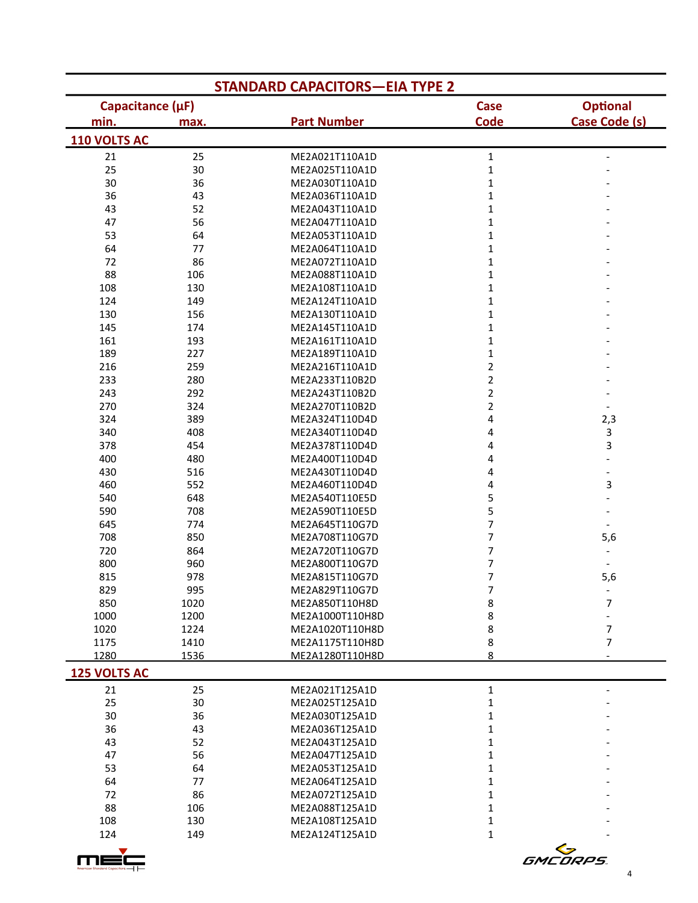## STANDARD CAPACITORS—EIA TYPE 2

| Capacitance (µF) min. | max. | Part Number | Case Code | Optional Case Code (s) |
|---|---|---|---|---|
| **110 VOLTS AC** | | | | |
| 21 | 25 | ME2A021T110A1D | 1 | - |
| 25 | 30 | ME2A025T110A1D | 1 | - |
| 30 | 36 | ME2A030T110A1D | 1 | - |
| 36 | 43 | ME2A036T110A1D | 1 | - |
| 43 | 52 | ME2A043T110A1D | 1 | - |
| 47 | 56 | ME2A047T110A1D | 1 | - |
| 53 | 64 | ME2A053T110A1D | 1 | - |
| 64 | 77 | ME2A064T110A1D | 1 | - |
| 72 | 86 | ME2A072T110A1D | 1 | - |
| 88 | 106 | ME2A088T110A1D | 1 | - |
| 108 | 130 | ME2A108T110A1D | 1 | - |
| 124 | 149 | ME2A124T110A1D | 1 | - |
| 130 | 156 | ME2A130T110A1D | 1 | - |
| 145 | 174 | ME2A145T110A1D | 1 | - |
| 161 | 193 | ME2A161T110A1D | 1 | - |
| 189 | 227 | ME2A189T110A1D | 1 | - |
| 216 | 259 | ME2A216T110A1D | 2 | - |
| 233 | 280 | ME2A233T110B2D | 2 | - |
| 243 | 292 | ME2A243T110B2D | 2 | - |
| 270 | 324 | ME2A270T110B2D | 2 | - |
| 324 | 389 | ME2A324T110D4D | 4 | 2,3 |
| 340 | 408 | ME2A340T110D4D | 4 | 3 |
| 378 | 454 | ME2A378T110D4D | 4 | 3 |
| 400 | 480 | ME2A400T110D4D | 4 | - |
| 430 | 516 | ME2A430T110D4D | 4 | - |
| 460 | 552 | ME2A460T110D4D | 4 | 3 |
| 540 | 648 | ME2A540T110E5D | 5 | - |
| 590 | 708 | ME2A590T110E5D | 5 | - |
| 645 | 774 | ME2A645T110G7D | 7 | - |
| 708 | 850 | ME2A708T110G7D | 7 | 5,6 |
| 720 | 864 | ME2A720T110G7D | 7 | - |
| 800 | 960 | ME2A800T110G7D | 7 | - |
| 815 | 978 | ME2A815T110G7D | 7 | 5,6 |
| 829 | 995 | ME2A829T110G7D | 7 | - |
| 850 | 1020 | ME2A850T110H8D | 8 | 7 |
| 1000 | 1200 | ME2A1000T110H8D | 8 | - |
| 1020 | 1224 | ME2A1020T110H8D | 8 | 7 |
| 1175 | 1410 | ME2A1175T110H8D | 8 | 7 |
| 1280 | 1536 | ME2A1280T110H8D | 8 | - |
| **125 VOLTS AC** | | | | |
| 21 | 25 | ME2A021T125A1D | 1 | - |
| 25 | 30 | ME2A025T125A1D | 1 | - |
| 30 | 36 | ME2A030T125A1D | 1 | - |
| 36 | 43 | ME2A036T125A1D | 1 | - |
| 43 | 52 | ME2A043T125A1D | 1 | - |
| 47 | 56 | ME2A047T125A1D | 1 | - |
| 53 | 64 | ME2A053T125A1D | 1 | - |
| 64 | 77 | ME2A064T125A1D | 1 | - |
| 72 | 86 | ME2A072T125A1D | 1 | - |
| 88 | 106 | ME2A088T125A1D | 1 | - |
| 108 | 130 | ME2A108T125A1D | 1 | - |
| 124 | 149 | ME2A124T125A1D | 1 | - |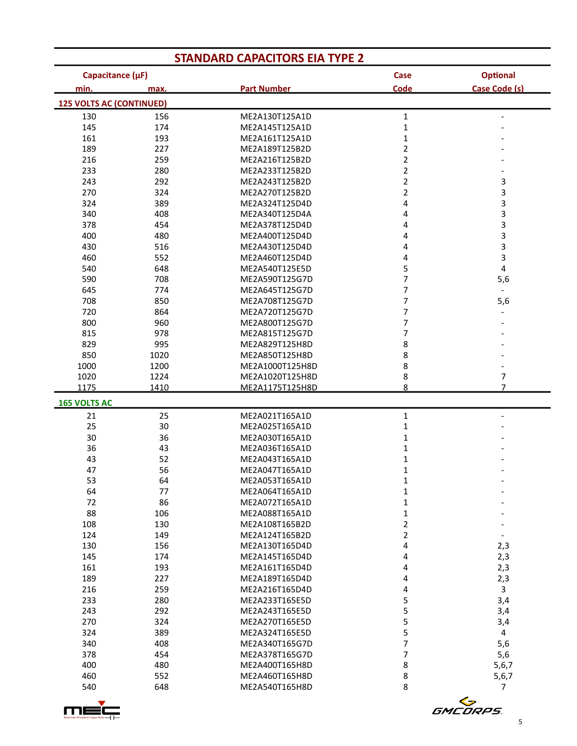## STANDARD CAPACITORS EIA TYPE 2

| Capacitance (µF) | | Part Number | Case | Optional |
|---|---|---|---|---|
| min. | max. | | Code | Case Code (s) |
| **125 VOLTS AC (CONTINUED)** | | | | |
| 130 | 156 | ME2A130T125A1D | 1 | - |
| 145 | 174 | ME2A145T125A1D | 1 | - |
| 161 | 193 | ME2A161T125A1D | 1 | - |
| 189 | 227 | ME2A189T125B2D | 2 | - |
| 216 | 259 | ME2A216T125B2D | 2 | - |
| 233 | 280 | ME2A233T125B2D | 2 | - |
| 243 | 292 | ME2A243T125B2D | 2 | 3 |
| 270 | 324 | ME2A270T125B2D | 2 | 3 |
| 324 | 389 | ME2A324T125D4D | 4 | 3 |
| 340 | 408 | ME2A340T125D4A | 4 | 3 |
| 378 | 454 | ME2A378T125D4D | 4 | 3 |
| 400 | 480 | ME2A400T125D4D | 4 | 3 |
| 430 | 516 | ME2A430T125D4D | 4 | 3 |
| 460 | 552 | ME2A460T125D4D | 4 | 3 |
| 540 | 648 | ME2A540T125E5D | 5 | 4 |
| 590 | 708 | ME2A590T125G7D | 7 | 5,6 |
| 645 | 774 | ME2A645T125G7D | 7 | - |
| 708 | 850 | ME2A708T125G7D | 7 | 5,6 |
| 720 | 864 | ME2A720T125G7D | 7 | - |
| 800 | 960 | ME2A800T125G7D | 7 | - |
| 815 | 978 | ME2A815T125G7D | 7 | - |
| 829 | 995 | ME2A829T125H8D | 8 | - |
| 850 | 1020 | ME2A850T125H8D | 8 | - |
| 1000 | 1200 | ME2A1000T125H8D | 8 | - |
| 1020 | 1224 | ME2A1020T125H8D | 8 | 7 |
| 1175 | 1410 | ME2A1175T125H8D | 8 | 7 |
| **165 VOLTS AC** | | | | |
| 21 | 25 | ME2A021T165A1D | 1 | - |
| 25 | 30 | ME2A025T165A1D | 1 | - |
| 30 | 36 | ME2A030T165A1D | 1 | - |
| 36 | 43 | ME2A036T165A1D | 1 | - |
| 43 | 52 | ME2A043T165A1D | 1 | - |
| 47 | 56 | ME2A047T165A1D | 1 | - |
| 53 | 64 | ME2A053T165A1D | 1 | - |
| 64 | 77 | ME2A064T165A1D | 1 | - |
| 72 | 86 | ME2A072T165A1D | 1 | - |
| 88 | 106 | ME2A088T165A1D | 1 | - |
| 108 | 130 | ME2A108T165B2D | 2 | - |
| 124 | 149 | ME2A124T165B2D | 2 | - |
| 130 | 156 | ME2A130T165D4D | 4 | 2,3 |
| 145 | 174 | ME2A145T165D4D | 4 | 2,3 |
| 161 | 193 | ME2A161T165D4D | 4 | 2,3 |
| 189 | 227 | ME2A189T165D4D | 4 | 2,3 |
| 216 | 259 | ME2A216T165D4D | 4 | 3 |
| 233 | 280 | ME2A233T165E5D | 5 | 3,4 |
| 243 | 292 | ME2A243T165E5D | 5 | 3,4 |
| 270 | 324 | ME2A270T165E5D | 5 | 3,4 |
| 324 | 389 | ME2A324T165E5D | 5 | 4 |
| 340 | 408 | ME2A340T165G7D | 7 | 5,6 |
| 378 | 454 | ME2A378T165G7D | 7 | 5,6 |
| 400 | 480 | ME2A400T165H8D | 8 | 5,6,7 |
| 460 | 552 | ME2A460T165H8D | 8 | 5,6,7 |
| 540 | 648 | ME2A540T165H8D | 8 | 7 |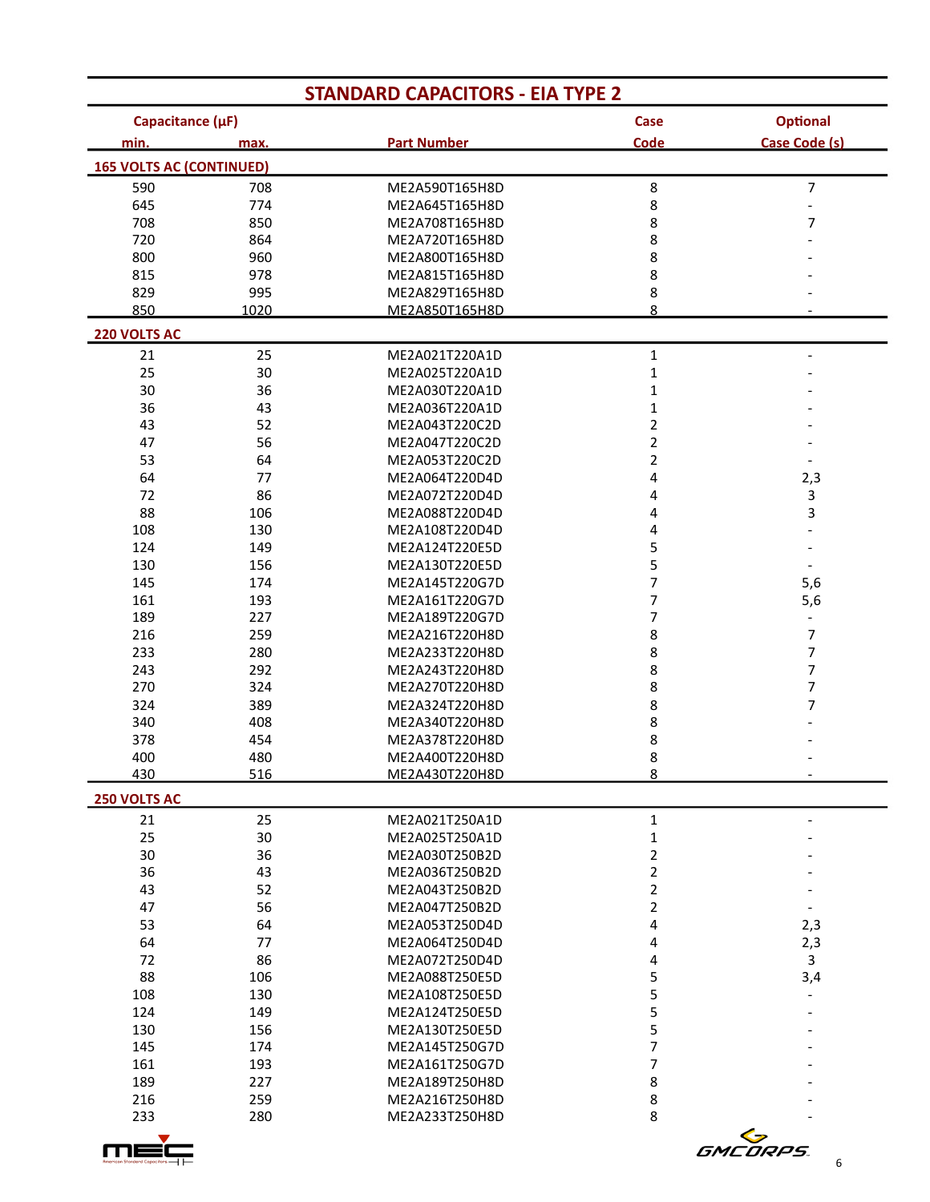## STANDARD CAPACITORS - EIA TYPE 2

| Capacitance (µF) min. | max. | Part Number | Case Code | Optional Case Code (s) |
|---|---|---|---|---|
| **165 VOLTS AC (CONTINUED)** | | | | |
| 590 | 708 | ME2A590T165H8D | 8 | 7 |
| 645 | 774 | ME2A645T165H8D | 8 | - |
| 708 | 850 | ME2A708T165H8D | 8 | 7 |
| 720 | 864 | ME2A720T165H8D | 8 | - |
| 800 | 960 | ME2A800T165H8D | 8 | - |
| 815 | 978 | ME2A815T165H8D | 8 | - |
| 829 | 995 | ME2A829T165H8D | 8 | - |
| 850 | 1020 | ME2A850T165H8D | 8 | - |
| **220 VOLTS AC** | | | | |
| 21 | 25 | ME2A021T220A1D | 1 | - |
| 25 | 30 | ME2A025T220A1D | 1 | - |
| 30 | 36 | ME2A030T220A1D | 1 | - |
| 36 | 43 | ME2A036T220A1D | 1 | - |
| 43 | 52 | ME2A043T220C2D | 2 | - |
| 47 | 56 | ME2A047T220C2D | 2 | - |
| 53 | 64 | ME2A053T220C2D | 2 | - |
| 64 | 77 | ME2A064T220D4D | 4 | 2,3 |
| 72 | 86 | ME2A072T220D4D | 4 | 3 |
| 88 | 106 | ME2A088T220D4D | 4 | 3 |
| 108 | 130 | ME2A108T220D4D | 4 | - |
| 124 | 149 | ME2A124T220E5D | 5 | - |
| 130 | 156 | ME2A130T220E5D | 5 | - |
| 145 | 174 | ME2A145T220G7D | 7 | 5,6 |
| 161 | 193 | ME2A161T220G7D | 7 | 5,6 |
| 189 | 227 | ME2A189T220G7D | 7 | - |
| 216 | 259 | ME2A216T220H8D | 8 | 7 |
| 233 | 280 | ME2A233T220H8D | 8 | 7 |
| 243 | 292 | ME2A243T220H8D | 8 | 7 |
| 270 | 324 | ME2A270T220H8D | 8 | 7 |
| 324 | 389 | ME2A324T220H8D | 8 | 7 |
| 340 | 408 | ME2A340T220H8D | 8 | - |
| 378 | 454 | ME2A378T220H8D | 8 | - |
| 400 | 480 | ME2A400T220H8D | 8 | - |
| 430 | 516 | ME2A430T220H8D | 8 | - |
| **250 VOLTS AC** | | | | |
| 21 | 25 | ME2A021T250A1D | 1 | - |
| 25 | 30 | ME2A025T250A1D | 1 | - |
| 30 | 36 | ME2A030T250B2D | 2 | - |
| 36 | 43 | ME2A036T250B2D | 2 | - |
| 43 | 52 | ME2A043T250B2D | 2 | - |
| 47 | 56 | ME2A047T250B2D | 2 | - |
| 53 | 64 | ME2A053T250D4D | 4 | 2,3 |
| 64 | 77 | ME2A064T250D4D | 4 | 2,3 |
| 72 | 86 | ME2A072T250D4D | 4 | 3 |
| 88 | 106 | ME2A088T250E5D | 5 | 3,4 |
| 108 | 130 | ME2A108T250E5D | 5 | - |
| 124 | 149 | ME2A124T250E5D | 5 | - |
| 130 | 156 | ME2A130T250E5D | 5 | - |
| 145 | 174 | ME2A145T250G7D | 7 | - |
| 161 | 193 | ME2A161T250G7D | 7 | - |
| 189 | 227 | ME2A189T250H8D | 8 | - |
| 216 | 259 | ME2A216T250H8D | 8 | - |
| 233 | 280 | ME2A233T250H8D | 8 | - |